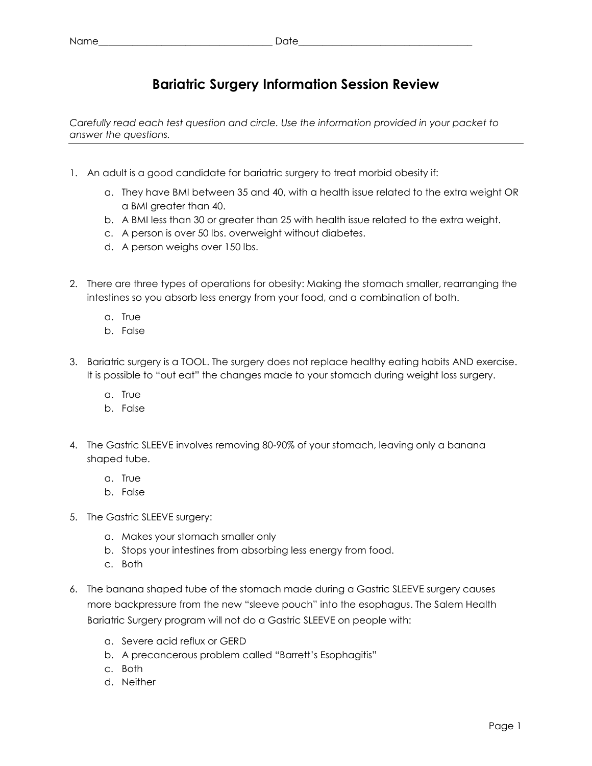Name____________________________________ Date____________________________________

# Bariatric Surgery Information Session Review

*Carefully read each test question and circle. Use the information provided in your packet to answer the questions.*

1. An adult is a good candidate for bariatric surgery to treat morbid obesity if:
   a. They have BMI between 35 and 40, with a health issue related to the extra weight OR a BMI greater than 40.
   b. A BMI less than 30 or greater than 25 with health issue related to the extra weight.
   c. A person is over 50 lbs. overweight without diabetes.
   d. A person weighs over 150 lbs.

2. There are three types of operations for obesity: Making the stomach smaller, rearranging the intestines so you absorb less energy from your food, and a combination of both.
   a. True
   b. False

3. Bariatric surgery is a TOOL. The surgery does not replace healthy eating habits AND exercise. It is possible to "out eat" the changes made to your stomach during weight loss surgery.
   a. True
   b. False

4. The Gastric SLEEVE involves removing 80-90% of your stomach, leaving only a banana shaped tube.
   a. True
   b. False

5. The Gastric SLEEVE surgery:
   a. Makes your stomach smaller only
   b. Stops your intestines from absorbing less energy from food.
   c. Both

6. The banana shaped tube of the stomach made during a Gastric SLEEVE surgery causes more backpressure from the new "sleeve pouch" into the esophagus. The Salem Health Bariatric Surgery program will not do a Gastric SLEEVE on people with:
   a. Severe acid reflux or GERD
   b. A precancerous problem called "Barrett's Esophagitis"
   c. Both
   d. Neither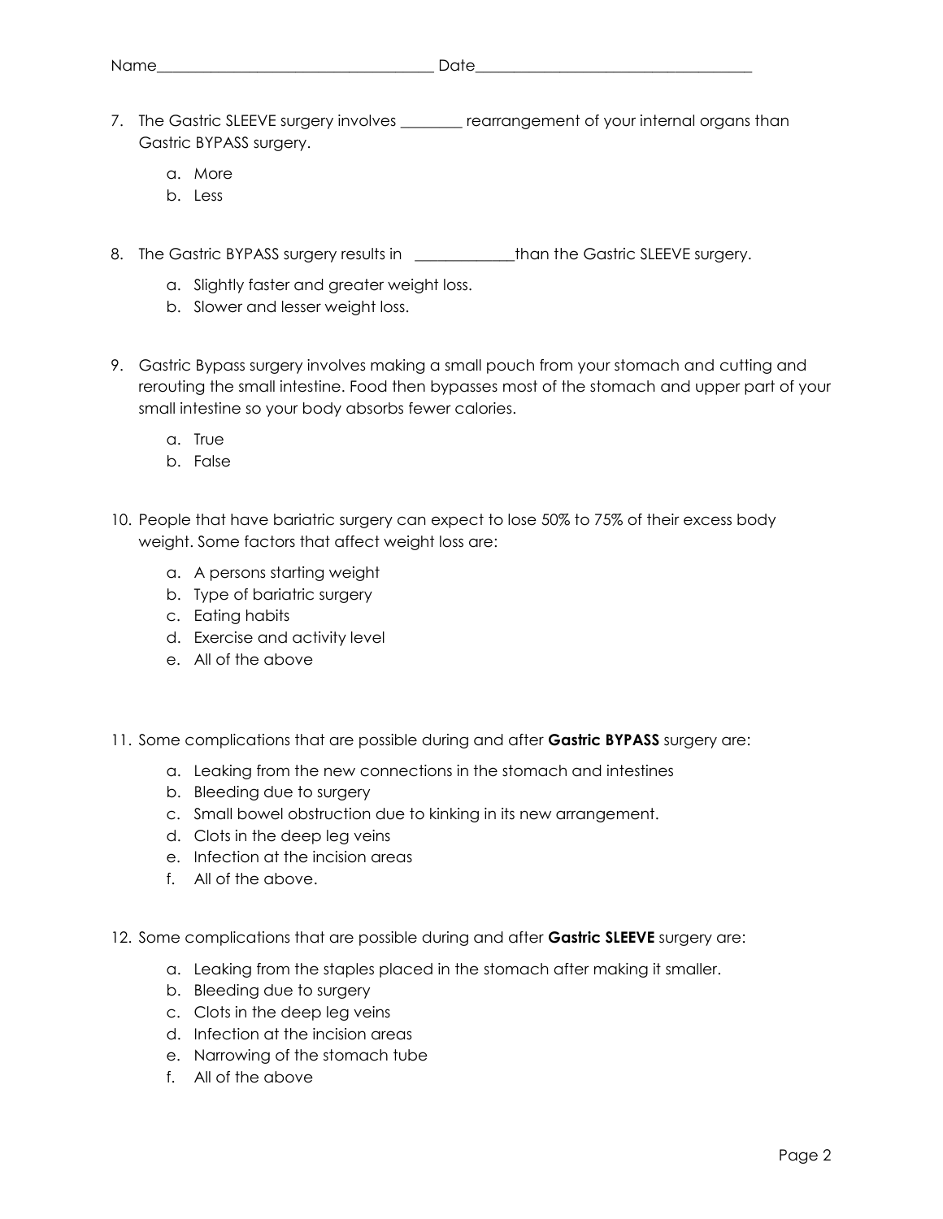Name___________________________________ Date___________________________________

7. The Gastric SLEEVE surgery involves ________ rearrangement of your internal organs than Gastric BYPASS surgery.

   a. More
   b. Less

8. The Gastric BYPASS surgery results in _____________than the Gastric SLEEVE surgery.

   a. Slightly faster and greater weight loss.
   b. Slower and lesser weight loss.

9. Gastric Bypass surgery involves making a small pouch from your stomach and cutting and rerouting the small intestine. Food then bypasses most of the stomach and upper part of your small intestine so your body absorbs fewer calories.

   a. True
   b. False

10. People that have bariatric surgery can expect to lose 50% to 75% of their excess body weight. Some factors that affect weight loss are:

    a. A persons starting weight
    b. Type of bariatric surgery
    c. Eating habits
    d. Exercise and activity level
    e. All of the above

11. Some complications that are possible during and after **Gastric BYPASS** surgery are:

    a. Leaking from the new connections in the stomach and intestines
    b. Bleeding due to surgery
    c. Small bowel obstruction due to kinking in its new arrangement.
    d. Clots in the deep leg veins
    e. Infection at the incision areas
    f. All of the above.

12. Some complications that are possible during and after **Gastric SLEEVE** surgery are:

    a. Leaking from the staples placed in the stomach after making it smaller.
    b. Bleeding due to surgery
    c. Clots in the deep leg veins
    d. Infection at the incision areas
    e. Narrowing of the stomach tube
    f. All of the above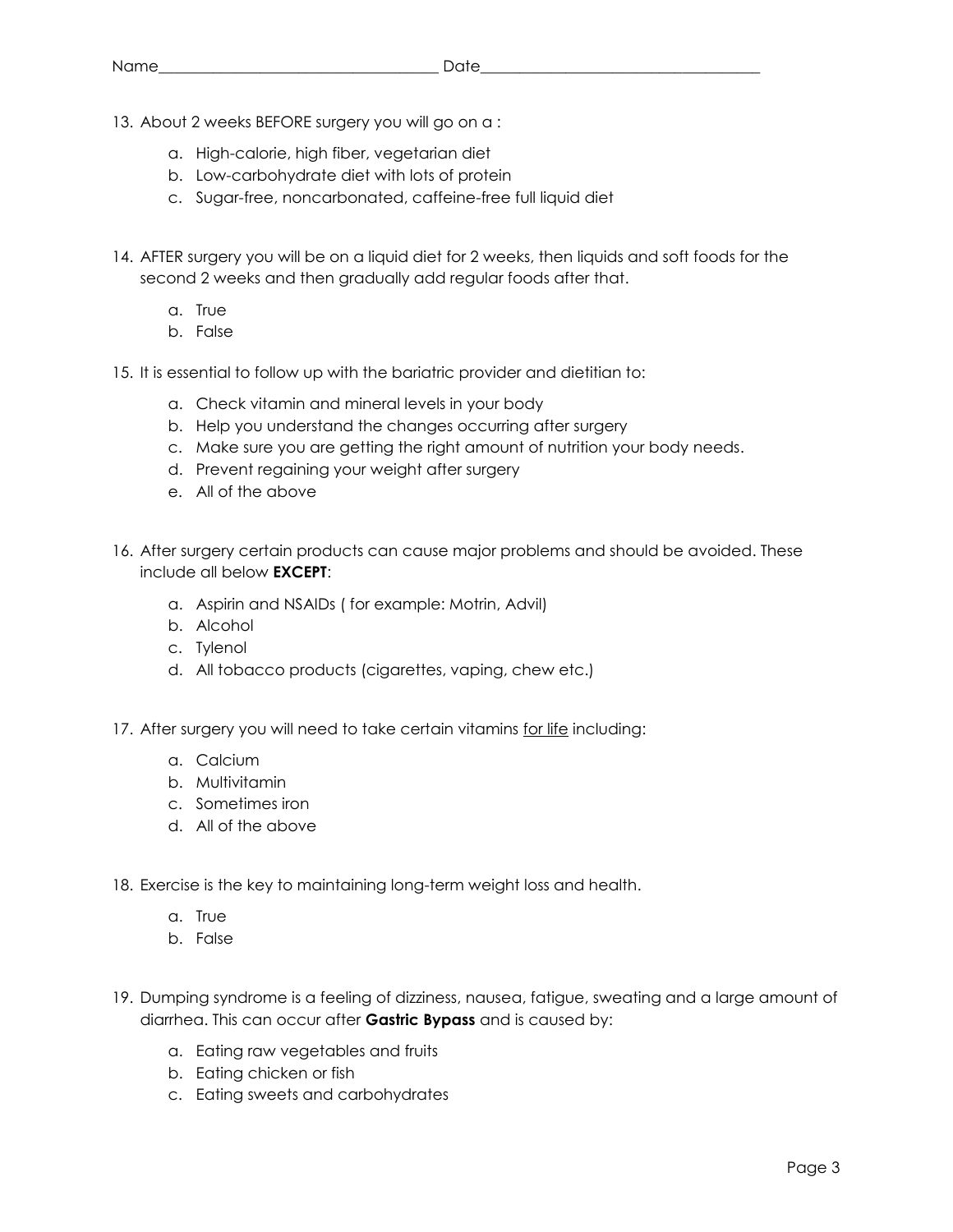Name\_\_\_\_\_\_\_\_\_\_\_\_\_\_\_\_\_\_\_\_\_\_\_\_\_\_\_\_\_\_\_\_\_\_\_ Date\_\_\_\_\_\_\_\_\_\_\_\_\_\_\_\_\_\_\_\_\_\_\_\_\_\_\_\_\_\_\_\_\_\_\_

13. About 2 weeks BEFORE surgery you will go on a :
    a. High-calorie, high fiber, vegetarian diet
    b. Low-carbohydrate diet with lots of protein
    c. Sugar-free, noncarbonated, caffeine-free full liquid diet

14. AFTER surgery you will be on a liquid diet for 2 weeks, then liquids and soft foods for the second 2 weeks and then gradually add regular foods after that.
    a. True
    b. False

15. It is essential to follow up with the bariatric provider and dietitian to:
    a. Check vitamin and mineral levels in your body
    b. Help you understand the changes occurring after surgery
    c. Make sure you are getting the right amount of nutrition your body needs.
    d. Prevent regaining your weight after surgery
    e. All of the above

16. After surgery certain products can cause major problems and should be avoided. These include all below **EXCEPT**:
    a. Aspirin and NSAIDs ( for example: Motrin, Advil)
    b. Alcohol
    c. Tylenol
    d. All tobacco products (cigarettes, vaping, chew etc.)

17. After surgery you will need to take certain vitamins <u>for life</u> including:
    a. Calcium
    b. Multivitamin
    c. Sometimes iron
    d. All of the above

18. Exercise is the key to maintaining long-term weight loss and health.
    a. True
    b. False

19. Dumping syndrome is a feeling of dizziness, nausea, fatigue, sweating and a large amount of diarrhea. This can occur after **Gastric Bypass** and is caused by:
    a. Eating raw vegetables and fruits
    b. Eating chicken or fish
    c. Eating sweets and carbohydrates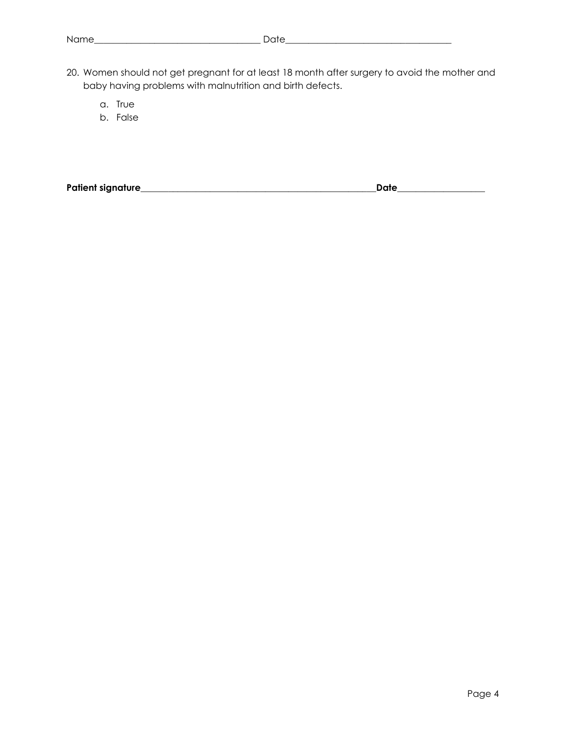Name_________________________________ Date_________________________________

20. Women should not get pregnant for at least 18 month after surgery to avoid the mother and baby having problems with malnutrition and birth defects.

    a. True
    b. False

**Patient signature**______________________________________________**Date**__________________